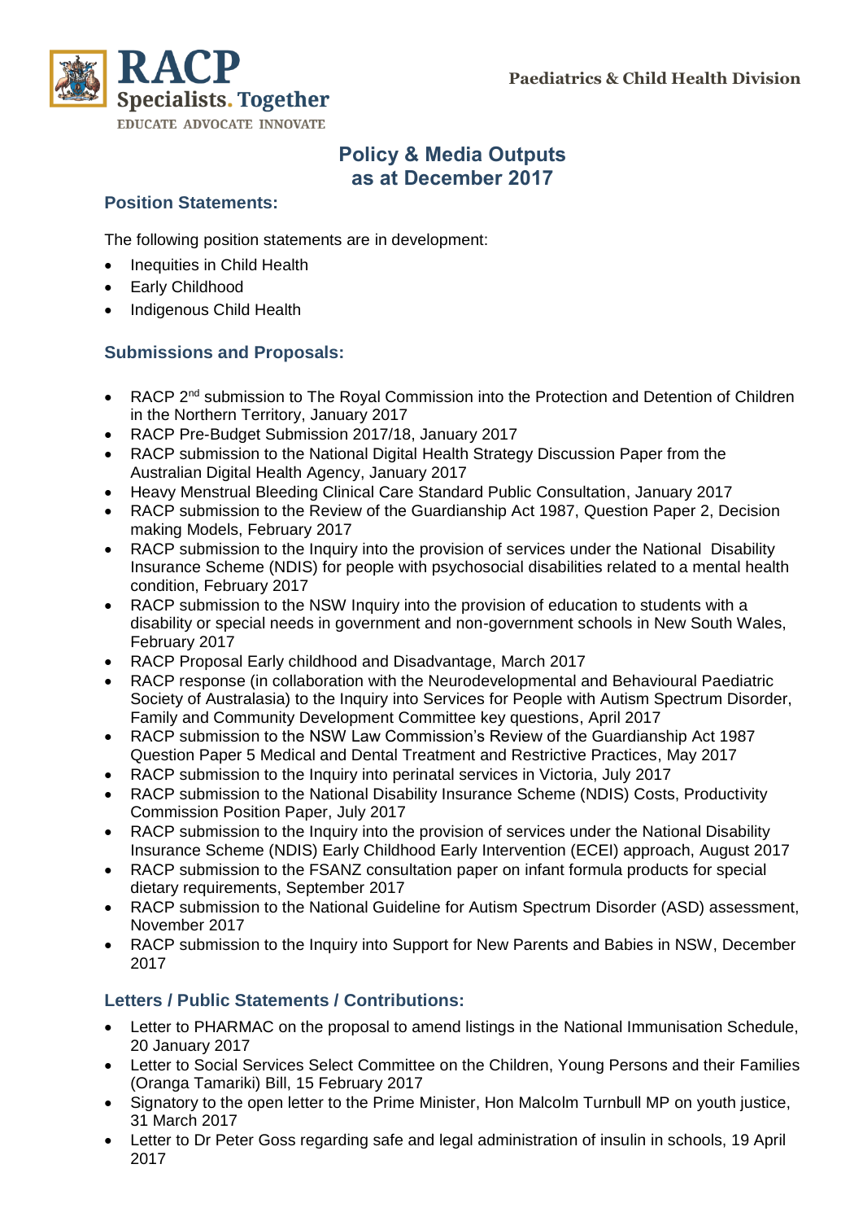RACP
Specialists. Together
EDUCATE ADVOCATE INNOVATE

Paediatrics & Child Health Division

# Policy & Media Outputs as at December 2017

## Position Statements:

The following position statements are in development:

- Inequities in Child Health
- Early Childhood
- Indigenous Child Health

## Submissions and Proposals:

- RACP 2nd submission to The Royal Commission into the Protection and Detention of Children in the Northern Territory, January 2017
- RACP Pre-Budget Submission 2017/18, January 2017
- RACP submission to the National Digital Health Strategy Discussion Paper from the Australian Digital Health Agency, January 2017
- Heavy Menstrual Bleeding Clinical Care Standard Public Consultation, January 2017
- RACP submission to the Review of the Guardianship Act 1987, Question Paper 2, Decision making Models, February 2017
- RACP submission to the Inquiry into the provision of services under the National Disability Insurance Scheme (NDIS) for people with psychosocial disabilities related to a mental health condition, February 2017
- RACP submission to the NSW Inquiry into the provision of education to students with a disability or special needs in government and non-government schools in New South Wales, February 2017
- RACP Proposal Early childhood and Disadvantage, March 2017
- RACP response (in collaboration with the Neurodevelopmental and Behavioural Paediatric Society of Australasia) to the Inquiry into Services for People with Autism Spectrum Disorder, Family and Community Development Committee key questions, April 2017
- RACP submission to the NSW Law Commission's Review of the Guardianship Act 1987 Question Paper 5 Medical and Dental Treatment and Restrictive Practices, May 2017
- RACP submission to the Inquiry into perinatal services in Victoria, July 2017
- RACP submission to the National Disability Insurance Scheme (NDIS) Costs, Productivity Commission Position Paper, July 2017
- RACP submission to the Inquiry into the provision of services under the National Disability Insurance Scheme (NDIS) Early Childhood Early Intervention (ECEI) approach, August 2017
- RACP submission to the FSANZ consultation paper on infant formula products for special dietary requirements, September 2017
- RACP submission to the National Guideline for Autism Spectrum Disorder (ASD) assessment, November 2017
- RACP submission to the Inquiry into Support for New Parents and Babies in NSW, December 2017

## Letters / Public Statements / Contributions:

- Letter to PHARMAC on the proposal to amend listings in the National Immunisation Schedule, 20 January 2017
- Letter to Social Services Select Committee on the Children, Young Persons and their Families (Oranga Tamariki) Bill, 15 February 2017
- Signatory to the open letter to the Prime Minister, Hon Malcolm Turnbull MP on youth justice, 31 March 2017
- Letter to Dr Peter Goss regarding safe and legal administration of insulin in schools, 19 April 2017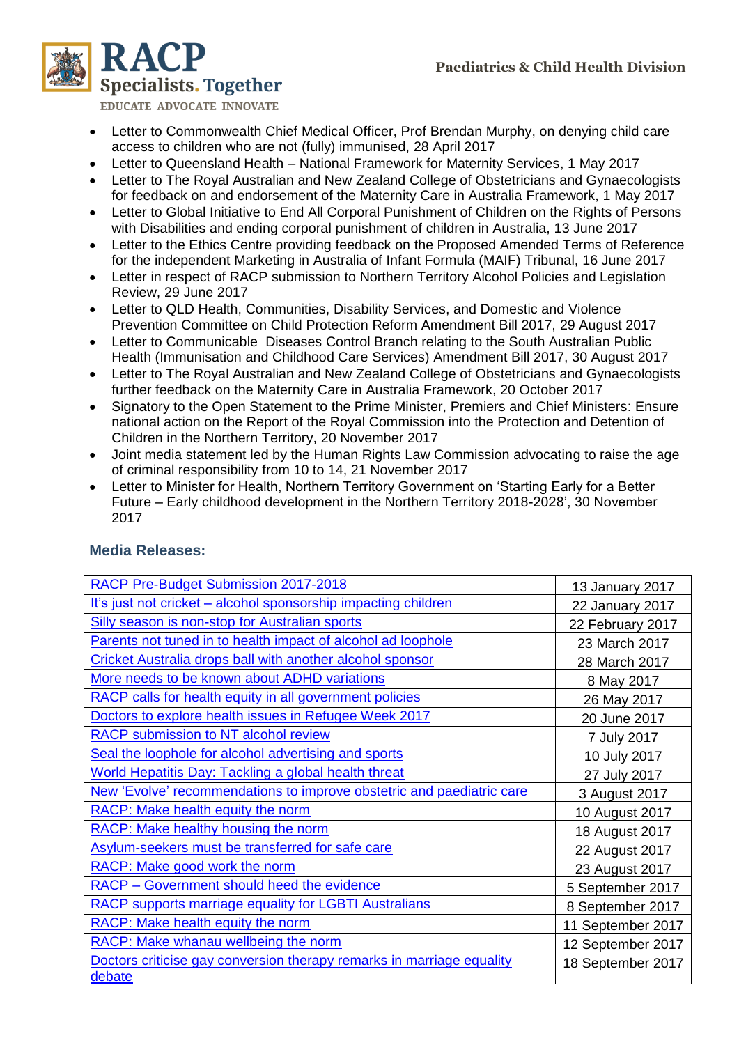- Letter to Commonwealth Chief Medical Officer, Prof Brendan Murphy, on denying child care access to children who are not (fully) immunised, 28 April 2017
- Letter to Queensland Health – National Framework for Maternity Services, 1 May 2017
- Letter to The Royal Australian and New Zealand College of Obstetricians and Gynaecologists for feedback on and endorsement of the Maternity Care in Australia Framework, 1 May 2017
- Letter to Global Initiative to End All Corporal Punishment of Children on the Rights of Persons with Disabilities and ending corporal punishment of children in Australia, 13 June 2017
- Letter to the Ethics Centre providing feedback on the Proposed Amended Terms of Reference for the independent Marketing in Australia of Infant Formula (MAIF) Tribunal, 16 June 2017
- Letter in respect of RACP submission to Northern Territory Alcohol Policies and Legislation Review, 29 June 2017
- Letter to QLD Health, Communities, Disability Services, and Domestic and Violence Prevention Committee on Child Protection Reform Amendment Bill 2017, 29 August 2017
- Letter to Communicable Diseases Control Branch relating to the South Australian Public Health (Immunisation and Childhood Care Services) Amendment Bill 2017, 30 August 2017
- Letter to The Royal Australian and New Zealand College of Obstetricians and Gynaecologists further feedback on the Maternity Care in Australia Framework, 20 October 2017
- Signatory to the Open Statement to the Prime Minister, Premiers and Chief Ministers: Ensure national action on the Report of the Royal Commission into the Protection and Detention of Children in the Northern Territory, 20 November 2017
- Joint media statement led by the Human Rights Law Commission advocating to raise the age of criminal responsibility from 10 to 14, 21 November 2017
- Letter to Minister for Health, Northern Territory Government on 'Starting Early for a Better Future – Early childhood development in the Northern Territory 2018-2028', 30 November 2017

### Media Releases:

| Media Release | Date |
|---|---|
| RACP Pre-Budget Submission 2017-2018 | 13 January 2017 |
| It's just not cricket – alcohol sponsorship impacting children | 22 January 2017 |
| Silly season is non-stop for Australian sports | 22 February 2017 |
| Parents not tuned in to health impact of alcohol ad loophole | 23 March 2017 |
| Cricket Australia drops ball with another alcohol sponsor | 28 March 2017 |
| More needs to be known about ADHD variations | 8 May 2017 |
| RACP calls for health equity in all government policies | 26 May 2017 |
| Doctors to explore health issues in Refugee Week 2017 | 20 June 2017 |
| RACP submission to NT alcohol review | 7 July 2017 |
| Seal the loophole for alcohol advertising and sports | 10 July 2017 |
| World Hepatitis Day: Tackling a global health threat | 27 July 2017 |
| New 'Evolve' recommendations to improve obstetric and paediatric care | 3 August 2017 |
| RACP: Make health equity the norm | 10 August 2017 |
| RACP: Make healthy housing the norm | 18 August 2017 |
| Asylum-seekers must be transferred for safe care | 22 August 2017 |
| RACP: Make good work the norm | 23 August 2017 |
| RACP – Government should heed the evidence | 5 September 2017 |
| RACP supports marriage equality for LGBTI Australians | 8 September 2017 |
| RACP: Make health equity the norm | 11 September 2017 |
| RACP: Make whanau wellbeing the norm | 12 September 2017 |
| Doctors criticise gay conversion therapy remarks in marriage equality debate | 18 September 2017 |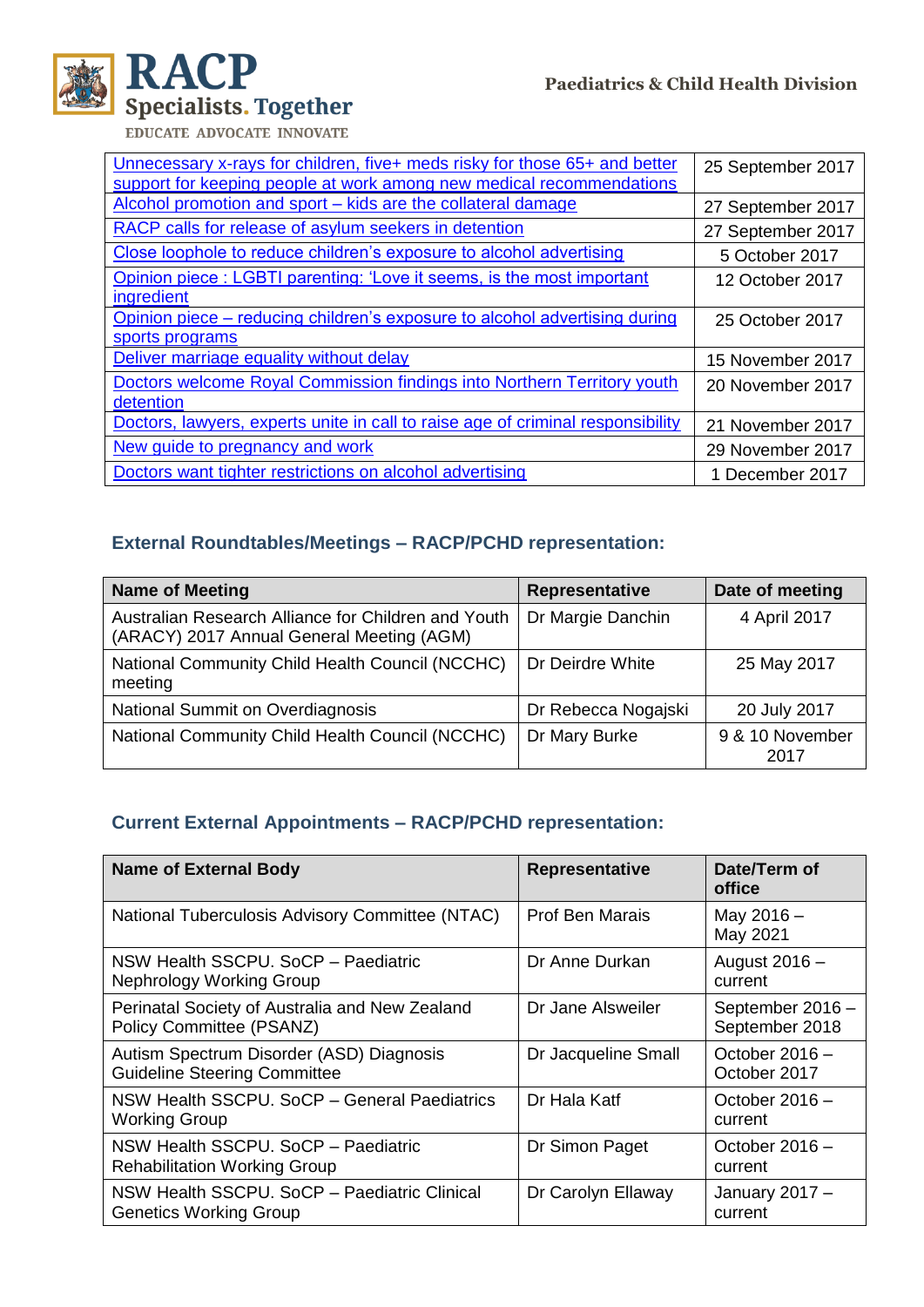| | |
|---|---|
| Unnecessary x-rays for children, five+ meds risky for those 65+ and better support for keeping people at work among new medical recommendations | 25 September 2017 |
| Alcohol promotion and sport – kids are the collateral damage | 27 September 2017 |
| RACP calls for release of asylum seekers in detention | 27 September 2017 |
| Close loophole to reduce children's exposure to alcohol advertising | 5 October 2017 |
| Opinion piece : LGBTI parenting: 'Love it seems, is the most important ingredient | 12 October 2017 |
| Opinion piece – reducing children's exposure to alcohol advertising during sports programs | 25 October 2017 |
| Deliver marriage equality without delay | 15 November 2017 |
| Doctors welcome Royal Commission findings into Northern Territory youth detention | 20 November 2017 |
| Doctors, lawyers, experts unite in call to raise age of criminal responsibility | 21 November 2017 |
| New guide to pregnancy and work | 29 November 2017 |
| Doctors want tighter restrictions on alcohol advertising | 1 December 2017 |

### External Roundtables/Meetings – RACP/PCHD representation:

| Name of Meeting | Representative | Date of meeting |
|---|---|---|
| Australian Research Alliance for Children and Youth (ARACY) 2017 Annual General Meeting (AGM) | Dr Margie Danchin | 4 April 2017 |
| National Community Child Health Council (NCCHC) meeting | Dr Deirdre White | 25 May 2017 |
| National Summit on Overdiagnosis | Dr Rebecca Nogajski | 20 July 2017 |
| National Community Child Health Council (NCCHC) | Dr Mary Burke | 9 & 10 November 2017 |

### Current External Appointments – RACP/PCHD representation:

| Name of External Body | Representative | Date/Term of office |
|---|---|---|
| National Tuberculosis Advisory Committee (NTAC) | Prof Ben Marais | May 2016 – May 2021 |
| NSW Health SSCPU. SoCP – Paediatric Nephrology Working Group | Dr Anne Durkan | August 2016 – current |
| Perinatal Society of Australia and New Zealand Policy Committee (PSANZ) | Dr Jane Alsweiler | September 2016 – September 2018 |
| Autism Spectrum Disorder (ASD) Diagnosis Guideline Steering Committee | Dr Jacqueline Small | October 2016 – October 2017 |
| NSW Health SSCPU. SoCP – General Paediatrics Working Group | Dr Hala Katf | October 2016 – current |
| NSW Health SSCPU. SoCP – Paediatric Rehabilitation Working Group | Dr Simon Paget | October 2016 – current |
| NSW Health SSCPU. SoCP – Paediatric Clinical Genetics Working Group | Dr Carolyn Ellaway | January 2017 – current |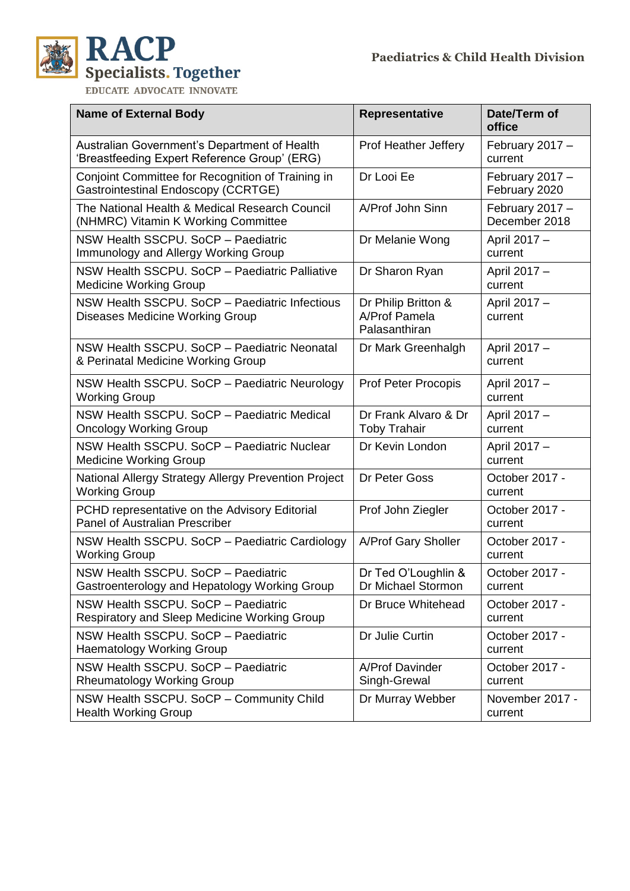| Name of External Body | Representative | Date/Term of office |
|---|---|---|
| Australian Government's Department of Health 'Breastfeeding Expert Reference Group' (ERG) | Prof Heather Jeffery | February 2017 – current |
| Conjoint Committee for Recognition of Training in Gastrointestinal Endoscopy (CCRTGE) | Dr Looi Ee | February 2017 – February 2020 |
| The National Health & Medical Research Council (NHMRC) Vitamin K Working Committee | A/Prof John Sinn | February 2017 – December 2018 |
| NSW Health SSCPU. SoCP – Paediatric Immunology and Allergy Working Group | Dr Melanie Wong | April 2017 – current |
| NSW Health SSCPU. SoCP – Paediatric Palliative Medicine Working Group | Dr Sharon Ryan | April 2017 – current |
| NSW Health SSCPU. SoCP – Paediatric Infectious Diseases Medicine Working Group | Dr Philip Britton & A/Prof Pamela Palasanthiran | April 2017 – current |
| NSW Health SSCPU. SoCP – Paediatric Neonatal & Perinatal Medicine Working Group | Dr Mark Greenhalgh | April 2017 – current |
| NSW Health SSCPU. SoCP – Paediatric Neurology Working Group | Prof Peter Procopis | April 2017 – current |
| NSW Health SSCPU. SoCP – Paediatric Medical Oncology Working Group | Dr Frank Alvaro & Dr Toby Trahair | April 2017 – current |
| NSW Health SSCPU. SoCP – Paediatric Nuclear Medicine Working Group | Dr Kevin London | April 2017 – current |
| National Allergy Strategy Allergy Prevention Project Working Group | Dr Peter Goss | October 2017 - current |
| PCHD representative on the Advisory Editorial Panel of Australian Prescriber | Prof John Ziegler | October 2017 - current |
| NSW Health SSCPU. SoCP – Paediatric Cardiology Working Group | A/Prof Gary Sholler | October 2017 - current |
| NSW Health SSCPU. SoCP – Paediatric Gastroenterology and Hepatology Working Group | Dr Ted O'Loughlin & Dr Michael Stormon | October 2017 - current |
| NSW Health SSCPU. SoCP – Paediatric Respiratory and Sleep Medicine Working Group | Dr Bruce Whitehead | October 2017 - current |
| NSW Health SSCPU. SoCP – Paediatric Haematology Working Group | Dr Julie Curtin | October 2017 - current |
| NSW Health SSCPU. SoCP – Paediatric Rheumatology Working Group | A/Prof Davinder Singh-Grewal | October 2017 - current |
| NSW Health SSCPU. SoCP – Community Child Health Working Group | Dr Murray Webber | November 2017 - current |